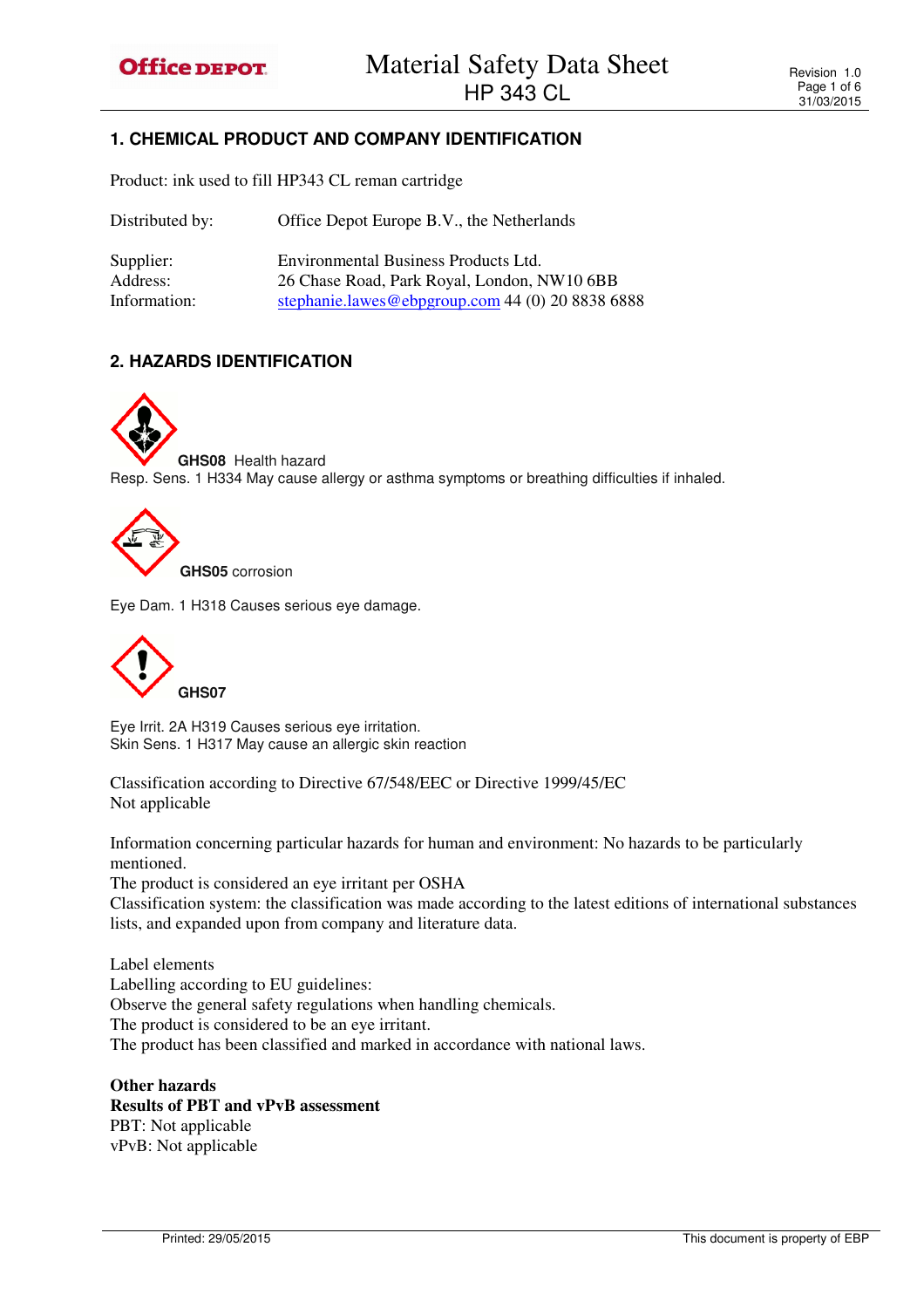# Material Safety Data Sheet
## HP 343 CL

Revision 1.0
31/03/2015

## 1. CHEMICAL PRODUCT AND COMPANY IDENTIFICATION

Product: ink used to fill HP343 CL reman cartridge

| | |
|---|---|
| Distributed by: | Office Depot Europe B.V., the Netherlands |
| Supplier: | Environmental Business Products Ltd. |
| Address: | 26 Chase Road, Park Royal, London, NW10 6BB |
| Information: | stephanie.lawes@ebpgroup.com 44 (0) 20 8838 6888 |

## 2. HAZARDS IDENTIFICATION

**GHS08** Health hazard
Resp. Sens. 1 H334 May cause allergy or asthma symptoms or breathing difficulties if inhaled.

**GHS05** corrosion

Eye Dam. 1 H318 Causes serious eye damage.

**GHS07**

Eye Irrit. 2A H319 Causes serious eye irritation.
Skin Sens. 1 H317 May cause an allergic skin reaction

Classification according to Directive 67/548/EEC or Directive 1999/45/EC
Not applicable

Information concerning particular hazards for human and environment: No hazards to be particularly mentioned.
The product is considered an eye irritant per OSHA
Classification system: the classification was made according to the latest editions of international substances lists, and expanded upon from company and literature data.

Label elements
Labelling according to EU guidelines:
Observe the general safety regulations when handling chemicals.
The product is considered to be an eye irritant.
The product has been classified and marked in accordance with national laws.

**Other hazards**
**Results of PBT and vPvB assessment**
PBT: Not applicable
vPvB: Not applicable

Printed: 29/05/2015 This document is property of EBP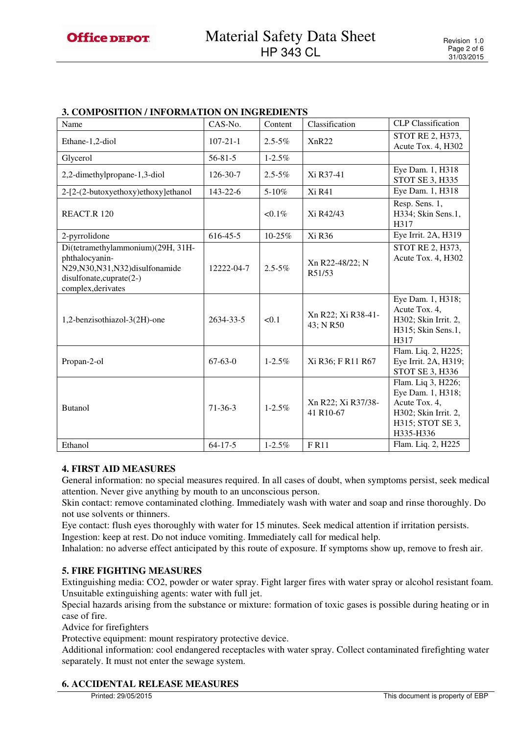## 3. COMPOSITION / INFORMATION ON INGREDIENTS

| Name | CAS-No. | Content | Classification | CLP Classification |
|---|---|---|---|---|
| Ethane-1,2-diol | 107-21-1 | 2.5-5% | XnR22 | STOT RE 2, H373, Acute Tox. 4, H302 |
| Glycerol | 56-81-5 | 1-2.5% | | |
| 2,2-dimethylpropane-1,3-diol | 126-30-7 | 2.5-5% | Xi R37-41 | Eye Dam. 1, H318 STOT SE 3, H335 |
| 2-[2-(2-butoxyethoxy)ethoxy]ethanol | 143-22-6 | 5-10% | Xi R41 | Eye Dam. 1, H318 |
| REACT.R 120 | | <0.1% | Xi R42/43 | Resp. Sens. 1, H334; Skin Sens.1, H317 |
| 2-pyrrolidone | 616-45-5 | 10-25% | Xi R36 | Eye Irrit. 2A, H319 |
| Di(tetramethylammonium)(29H, 31H-phthalocyanin-N29,N30,N31,N32)disulfonamide disulfonate,cuprate(2-) complex,derivates | 12222-04-7 | 2.5-5% | Xn R22-48/22; N R51/53 | STOT RE 2, H373, Acute Tox. 4, H302 |
| 1,2-benzisothiazol-3(2H)-one | 2634-33-5 | <0.1 | Xn R22; Xi R38-41-43; N R50 | Eye Dam. 1, H318; Acute Tox. 4, H302; Skin Irrit. 2, H315; Skin Sens.1, H317 |
| Propan-2-ol | 67-63-0 | 1-2.5% | Xi R36; F R11 R67 | Flam. Liq. 2, H225; Eye Irrit. 2A, H319; STOT SE 3, H336 |
| Butanol | 71-36-3 | 1-2.5% | Xn R22; Xi R37/38-41 R10-67 | Flam. Liq 3, H226; Eye Dam. 1, H318; Acute Tox. 4, H302; Skin Irrit. 2, H315; STOT SE 3, H335-H336 |
| Ethanol | 64-17-5 | 1-2.5% | F R11 | Flam. Liq. 2, H225 |

## 4. FIRST AID MEASURES

General information: no special measures required. In all cases of doubt, when symptoms persist, seek medical attention. Never give anything by mouth to an unconscious person.

Skin contact: remove contaminated clothing. Immediately wash with water and soap and rinse thoroughly. Do not use solvents or thinners.

Eye contact: flush eyes thoroughly with water for 15 minutes. Seek medical attention if irritation persists.

Ingestion: keep at rest. Do not induce vomiting. Immediately call for medical help.

Inhalation: no adverse effect anticipated by this route of exposure. If symptoms show up, remove to fresh air.

## 5. FIRE FIGHTING MEASURES

Extinguishing media: CO2, powder or water spray. Fight larger fires with water spray or alcohol resistant foam.

Unsuitable extinguishing agents: water with full jet.

Special hazards arising from the substance or mixture: formation of toxic gases is possible during heating or in case of fire.

Advice for firefighters

Protective equipment: mount respiratory protective device.

Additional information: cool endangered receptacles with water spray. Collect contaminated firefighting water separately. It must not enter the sewage system.

## 6. ACCIDENTAL RELEASE MEASURES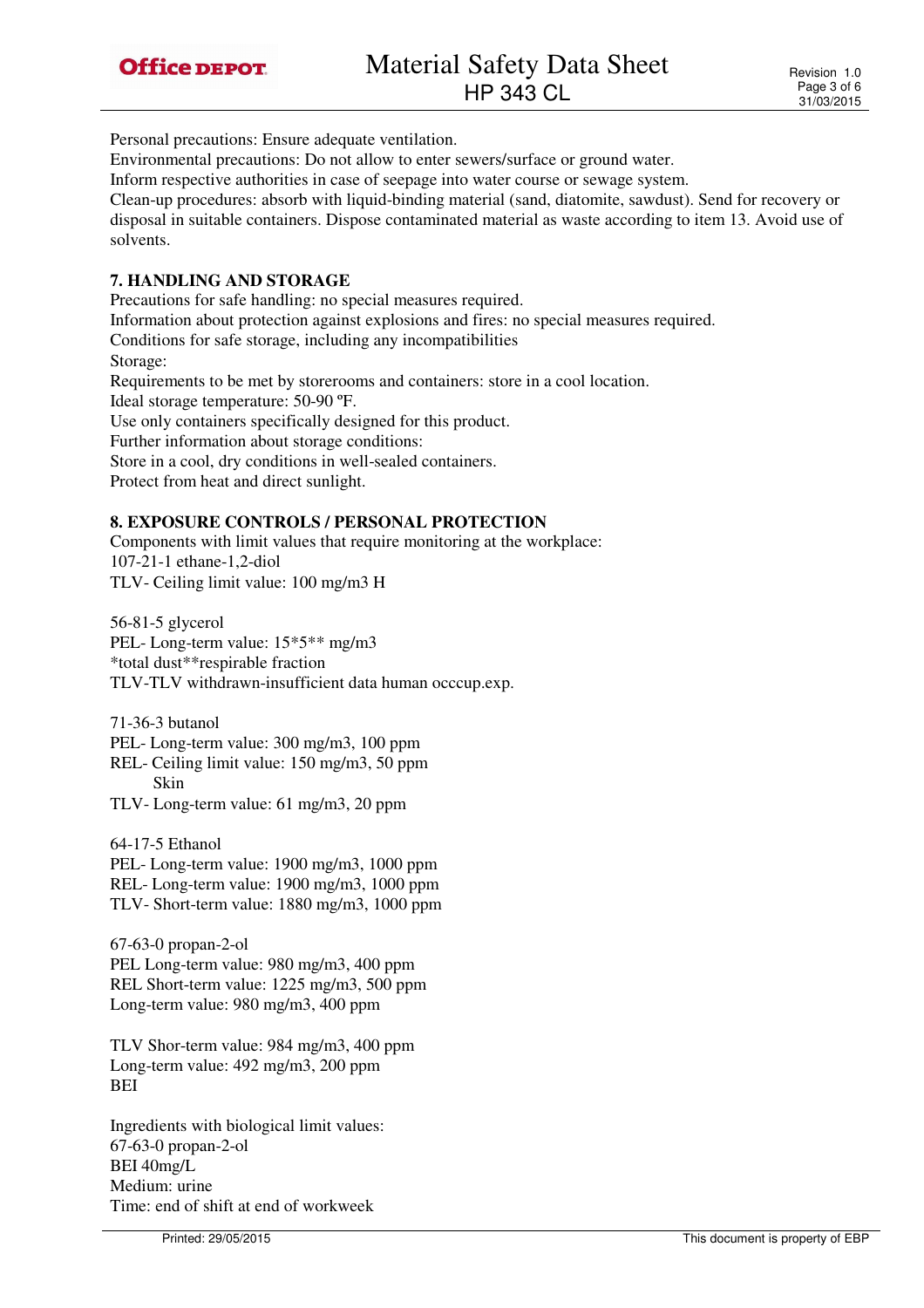Personal precautions: Ensure adequate ventilation.
Environmental precautions: Do not allow to enter sewers/surface or ground water.
Inform respective authorities in case of seepage into water course or sewage system.
Clean-up procedures: absorb with liquid-binding material (sand, diatomite, sawdust). Send for recovery or disposal in suitable containers. Dispose contaminated material as waste according to item 13. Avoid use of solvents.

## 7. HANDLING AND STORAGE

Precautions for safe handling: no special measures required.
Information about protection against explosions and fires: no special measures required.
Conditions for safe storage, including any incompatibilities
Storage:
Requirements to be met by storerooms and containers: store in a cool location.
Ideal storage temperature: 50-90 ºF.
Use only containers specifically designed for this product.
Further information about storage conditions:
Store in a cool, dry conditions in well-sealed containers.
Protect from heat and direct sunlight.

## 8. EXPOSURE CONTROLS / PERSONAL PROTECTION

Components with limit values that require monitoring at the workplace:
107-21-1 ethane-1,2-diol
TLV- Ceiling limit value: 100 mg/m3 H

56-81-5 glycerol
PEL- Long-term value: 15*5** mg/m3
*total dust**respirable fraction
TLV-TLV withdrawn-insufficient data human occcup.exp.

71-36-3 butanol
PEL- Long-term value: 300 mg/m3, 100 ppm
REL- Ceiling limit value: 150 mg/m3, 50 ppm
Skin
TLV- Long-term value: 61 mg/m3, 20 ppm

64-17-5 Ethanol
PEL- Long-term value: 1900 mg/m3, 1000 ppm
REL- Long-term value: 1900 mg/m3, 1000 ppm
TLV- Short-term value: 1880 mg/m3, 1000 ppm

67-63-0 propan-2-ol
PEL Long-term value: 980 mg/m3, 400 ppm
REL Short-term value: 1225 mg/m3, 500 ppm
Long-term value: 980 mg/m3, 400 ppm

TLV Shor-term value: 984 mg/m3, 400 ppm
Long-term value: 492 mg/m3, 200 ppm
BEI

Ingredients with biological limit values:
67-63-0 propan-2-ol
BEI 40mg/L
Medium: urine
Time: end of shift at end of workweek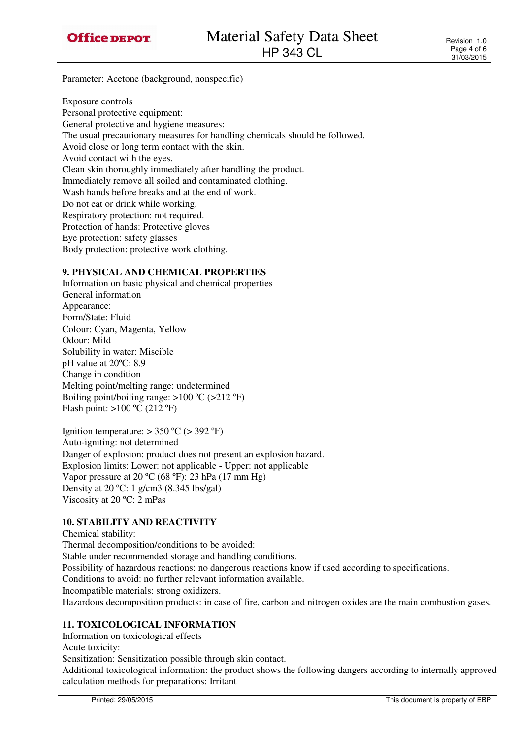Parameter: Acetone (background, nonspecific)

Exposure controls
Personal protective equipment:
General protective and hygiene measures:
The usual precautionary measures for handling chemicals should be followed.
Avoid close or long term contact with the skin.
Avoid contact with the eyes.
Clean skin thoroughly immediately after handling the product.
Immediately remove all soiled and contaminated clothing.
Wash hands before breaks and at the end of work.
Do not eat or drink while working.
Respiratory protection: not required.
Protection of hands: Protective gloves
Eye protection: safety glasses
Body protection: protective work clothing.

## 9. PHYSICAL AND CHEMICAL PROPERTIES

Information on basic physical and chemical properties
General information
Appearance:
Form/State: Fluid
Colour: Cyan, Magenta, Yellow
Odour: Mild
Solubility in water: Miscible
pH value at 20ºC: 8.9
Change in condition
Melting point/melting range: undetermined
Boiling point/boiling range: >100 ºC (>212 ºF)
Flash point: >100 ºC (212 ºF)

Ignition temperature: > 350 ºC (> 392 ºF)
Auto-igniting: not determined
Danger of explosion: product does not present an explosion hazard.
Explosion limits: Lower: not applicable - Upper: not applicable
Vapor pressure at 20 ºC (68 ºF): 23 hPa (17 mm Hg)
Density at 20 ºC: 1 g/cm3 (8.345 lbs/gal)
Viscosity at 20 ºC: 2 mPas

## 10. STABILITY AND REACTIVITY

Chemical stability:
Thermal decomposition/conditions to be avoided:
Stable under recommended storage and handling conditions.
Possibility of hazardous reactions: no dangerous reactions know if used according to specifications.
Conditions to avoid: no further relevant information available.
Incompatible materials: strong oxidizers.
Hazardous decomposition products: in case of fire, carbon and nitrogen oxides are the main combustion gases.

## 11. TOXICOLOGICAL INFORMATION

Information on toxicological effects
Acute toxicity:
Sensitization: Sensitization possible through skin contact.
Additional toxicological information: the product shows the following dangers according to internally approved calculation methods for preparations: Irritant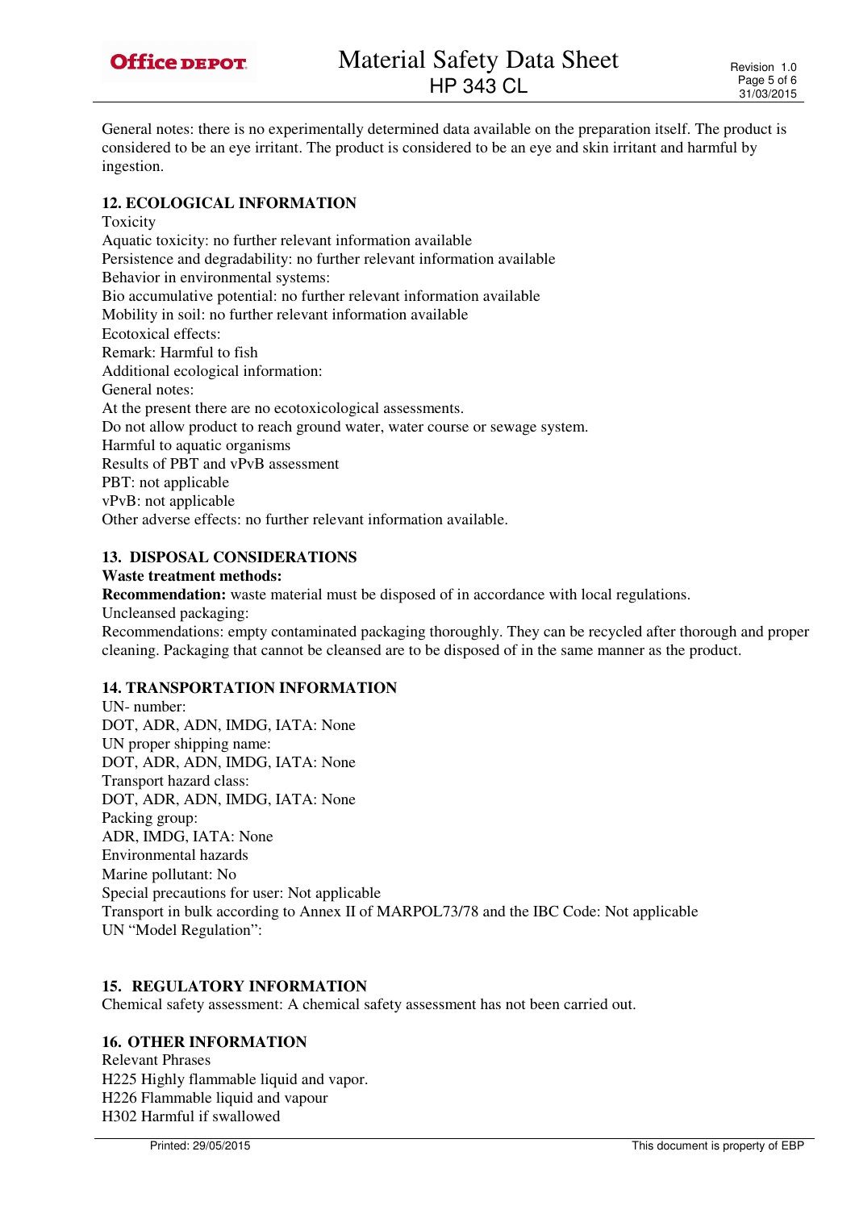General notes: there is no experimentally determined data available on the preparation itself. The product is considered to be an eye irritant. The product is considered to be an eye and skin irritant and harmful by ingestion.

## 12. ECOLOGICAL INFORMATION

Toxicity
Aquatic toxicity: no further relevant information available
Persistence and degradability: no further relevant information available
Behavior in environmental systems:
Bio accumulative potential: no further relevant information available
Mobility in soil: no further relevant information available
Ecotoxical effects:
Remark: Harmful to fish
Additional ecological information:
General notes:
At the present there are no ecotoxicological assessments.
Do not allow product to reach ground water, water course or sewage system.
Harmful to aquatic organisms
Results of PBT and vPvB assessment
PBT: not applicable
vPvB: not applicable
Other adverse effects: no further relevant information available.

## 13. DISPOSAL CONSIDERATIONS

**Waste treatment methods:**
**Recommendation:** waste material must be disposed of in accordance with local regulations.
Uncleansed packaging:
Recommendations: empty contaminated packaging thoroughly. They can be recycled after thorough and proper cleaning. Packaging that cannot be cleansed are to be disposed of in the same manner as the product.

## 14. TRANSPORTATION INFORMATION

UN- number:
DOT, ADR, ADN, IMDG, IATA: None
UN proper shipping name:
DOT, ADR, ADN, IMDG, IATA: None
Transport hazard class:
DOT, ADR, ADN, IMDG, IATA: None
Packing group:
ADR, IMDG, IATA: None
Environmental hazards
Marine pollutant: No
Special precautions for user: Not applicable
Transport in bulk according to Annex II of MARPOL73/78 and the IBC Code: Not applicable
UN "Model Regulation":

## 15. REGULATORY INFORMATION

Chemical safety assessment: A chemical safety assessment has not been carried out.

## 16. OTHER INFORMATION

Relevant Phrases
H225 Highly flammable liquid and vapor.
H226 Flammable liquid and vapour
H302 Harmful if swallowed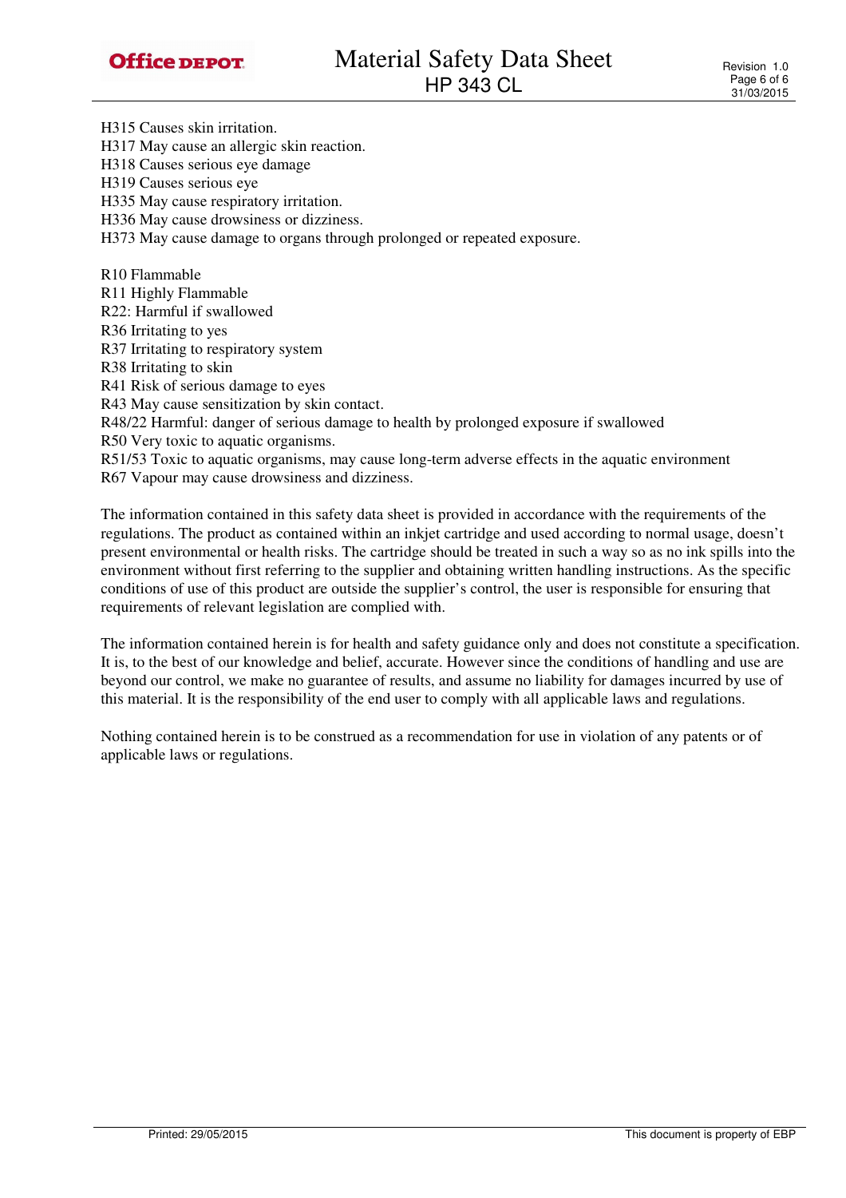H315 Causes skin irritation.
H317 May cause an allergic skin reaction.
H318 Causes serious eye damage
H319 Causes serious eye
H335 May cause respiratory irritation.
H336 May cause drowsiness or dizziness.
H373 May cause damage to organs through prolonged or repeated exposure.

R10 Flammable
R11 Highly Flammable
R22: Harmful if swallowed
R36 Irritating to yes
R37 Irritating to respiratory system
R38 Irritating to skin
R41 Risk of serious damage to eyes
R43 May cause sensitization by skin contact.
R48/22 Harmful: danger of serious damage to health by prolonged exposure if swallowed
R50 Very toxic to aquatic organisms.
R51/53 Toxic to aquatic organisms, may cause long-term adverse effects in the aquatic environment
R67 Vapour may cause drowsiness and dizziness.

The information contained in this safety data sheet is provided in accordance with the requirements of the regulations. The product as contained within an inkjet cartridge and used according to normal usage, doesn't present environmental or health risks. The cartridge should be treated in such a way so as no ink spills into the environment without first referring to the supplier and obtaining written handling instructions. As the specific conditions of use of this product are outside the supplier's control, the user is responsible for ensuring that requirements of relevant legislation are complied with.

The information contained herein is for health and safety guidance only and does not constitute a specification. It is, to the best of our knowledge and belief, accurate. However since the conditions of handling and use are beyond our control, we make no guarantee of results, and assume no liability for damages incurred by use of this material. It is the responsibility of the end user to comply with all applicable laws and regulations.

Nothing contained herein is to be construed as a recommendation for use in violation of any patents or of applicable laws or regulations.